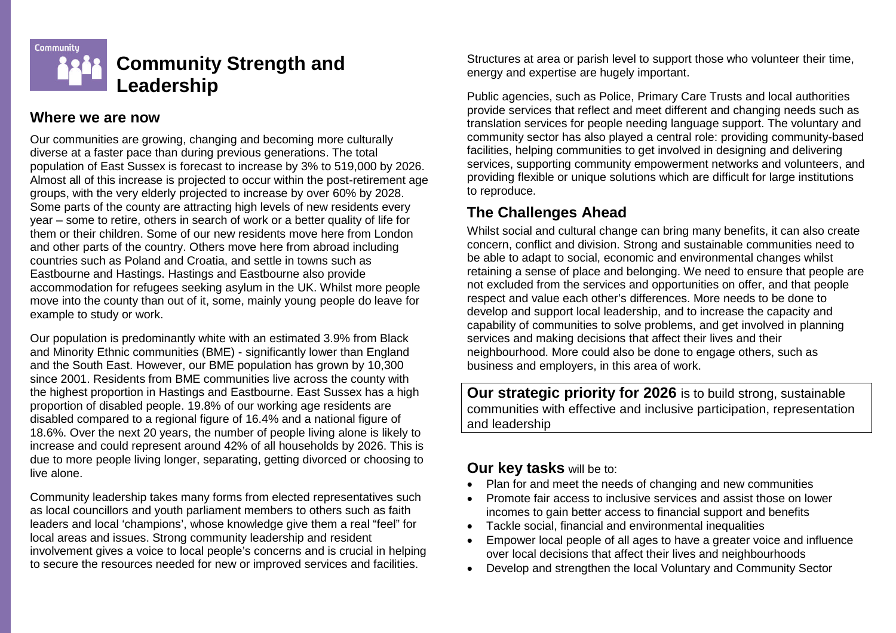# Community Strength and Leadership

## Where we are now

Our communities are growing, changing and becoming more culturally diverse at a faster pace than during previous generations. The total population of East Sussex is forecast to increase by 3% to 519,000 by 2026. Almost all of this increase is projected to occur within the post-retirement age groups, with the very elderly projected to increase by over 60% by 2028. Some parts of the county are attracting high levels of new residents every year – some to retire, others in search of work or a better quality of life for them or their children. Some of our new residents move here from London and other parts of the country. Others move here from abroad including countries such as Poland and Croatia, and settle in towns such as Eastbourne and Hastings. Hastings and Eastbourne also provide accommodation for refugees seeking asylum in the UK. Whilst more people move into the county than out of it, some, mainly young people do leave for example to study or work.

Our population is predominantly white with an estimated 3.9% from Black and Minority Ethnic communities (BME) - significantly lower than England and the South East. However, our BME population has grown by 10,300 since 2001. Residents from BME communities live across the county with the highest proportion in Hastings and Eastbourne. East Sussex has a high proportion of disabled people. 19.8% of our working age residents are disabled compared to a regional figure of 16.4% and a national figure of 18.6%. Over the next 20 years, the number of people living alone is likely to increase and could represent around 42% of all households by 2026. This is due to more people living longer, separating, getting divorced or choosing to live alone.

Community leadership takes many forms from elected representatives such as local councillors and youth parliament members to others such as faith leaders and local 'champions', whose knowledge give them a real "feel" for local areas and issues. Strong community leadership and resident involvement gives a voice to local people's concerns and is crucial in helping to secure the resources needed for new or improved services and facilities. Structures at area or parish level to support those who volunteer their time, energy and expertise are hugely important.

Public agencies, such as Police, Primary Care Trusts and local authorities provide services that reflect and meet different and changing needs such as translation services for people needing language support. The voluntary and community sector has also played a central role: providing community-based facilities, helping communities to get involved in designing and delivering services, supporting community empowerment networks and volunteers, and providing flexible or unique solutions which are difficult for large institutions to reproduce.

## The Challenges Ahead

Whilst social and cultural change can bring many benefits, it can also create concern, conflict and division. Strong and sustainable communities need to be able to adapt to social, economic and environmental changes whilst retaining a sense of place and belonging. We need to ensure that people are not excluded from the services and opportunities on offer, and that people respect and value each other's differences. More needs to be done to develop and support local leadership, and to increase the capacity and capability of communities to solve problems, and get involved in planning services and making decisions that affect their lives and their neighbourhood. More could also be done to engage others, such as business and employers, in this area of work.

**Our strategic priority for 2026** is to build strong, sustainable communities with effective and inclusive participation, representation and leadership

**Our key tasks** will be to:

- Plan for and meet the needs of changing and new communities
- Promote fair access to inclusive services and assist those on lower incomes to gain better access to financial support and benefits
- Tackle social, financial and environmental inequalities
- Empower local people of all ages to have a greater voice and influence over local decisions that affect their lives and neighbourhoods
- Develop and strengthen the local Voluntary and Community Sector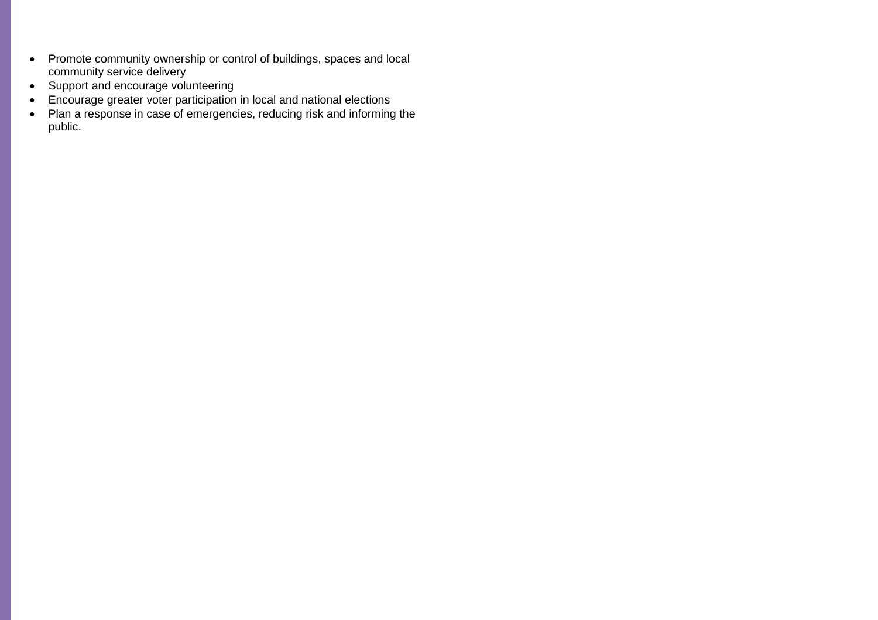- Promote community ownership or control of buildings, spaces and local community service delivery
- Support and encourage volunteering
- Encourage greater voter participation in local and national elections
- Plan a response in case of emergencies, reducing risk and informing the public.